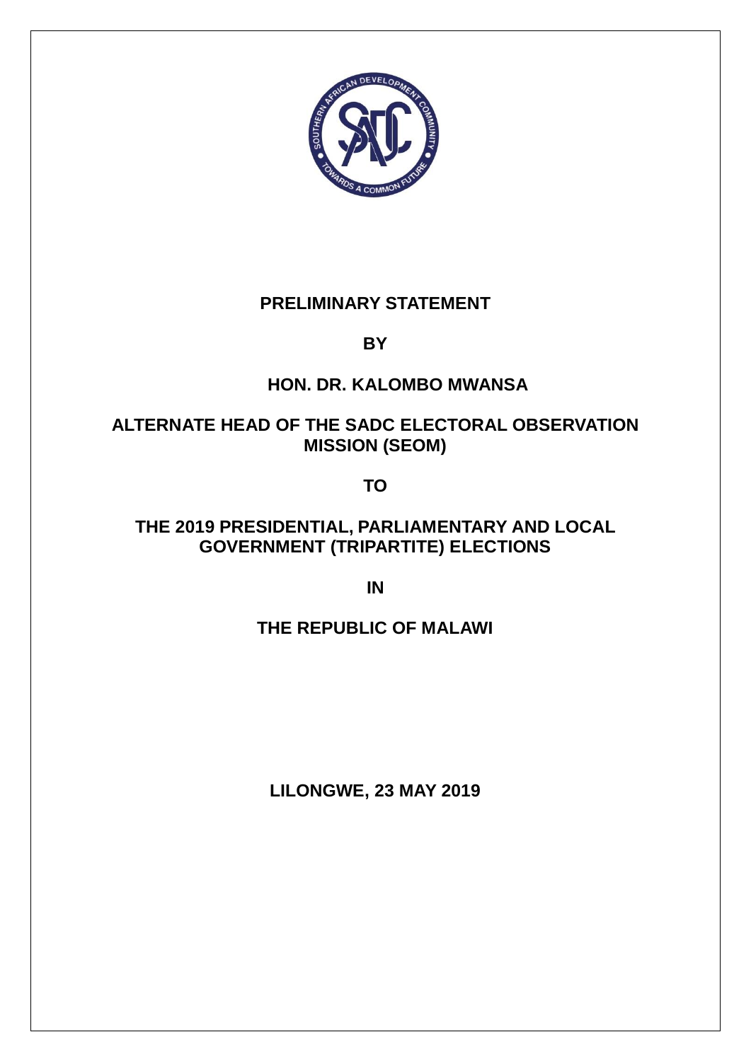**PRELIMINARY STATEMENT**

**BY**

**HON. DR. KALOMBO MWANSA**

**ALTERNATE HEAD OF THE SADC ELECTORAL OBSERVATION MISSION (SEOM)**

**TO**

**THE 2019 PRESIDENTIAL, PARLIAMENTARY AND LOCAL GOVERNMENT (TRIPARTITE) ELECTIONS**

**IN**

**THE REPUBLIC OF MALAWI**

**LILONGWE, 23 MAY 2019**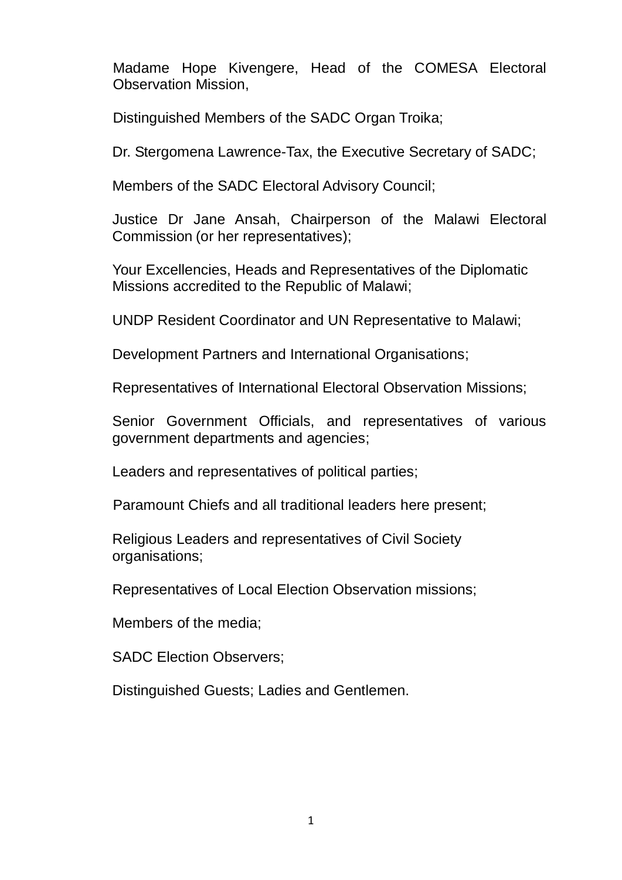Madame Hope Kivengere, Head of the COMESA Electoral Observation Mission,

Distinguished Members of the SADC Organ Troika;

Dr. Stergomena Lawrence-Tax, the Executive Secretary of SADC;

Members of the SADC Electoral Advisory Council;

Justice Dr Jane Ansah, Chairperson of the Malawi Electoral Commission (or her representatives);

Your Excellencies, Heads and Representatives of the Diplomatic Missions accredited to the Republic of Malawi;

UNDP Resident Coordinator and UN Representative to Malawi;

Development Partners and International Organisations;

Representatives of International Electoral Observation Missions;

Senior Government Officials, and representatives of various government departments and agencies;

Leaders and representatives of political parties;

Paramount Chiefs and all traditional leaders here present;

Religious Leaders and representatives of Civil Society organisations;

Representatives of Local Election Observation missions;

Members of the media;

SADC Election Observers;

Distinguished Guests; Ladies and Gentlemen.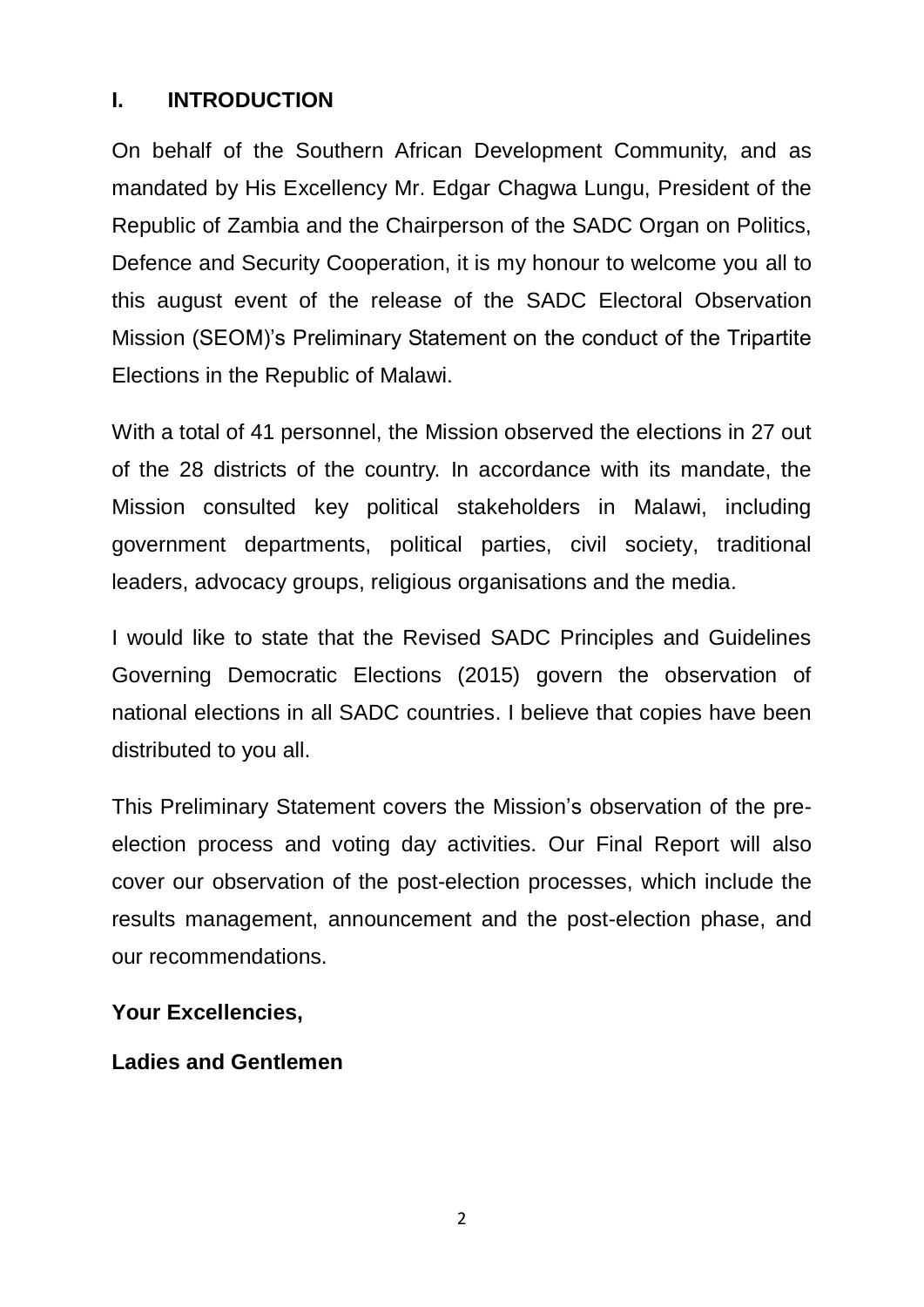## I. INTRODUCTION

On behalf of the Southern African Development Community, and as mandated by His Excellency Mr. Edgar Chagwa Lungu, President of the Republic of Zambia and the Chairperson of the SADC Organ on Politics, Defence and Security Cooperation, it is my honour to welcome you all to this august event of the release of the SADC Electoral Observation Mission (SEOM)'s Preliminary Statement on the conduct of the Tripartite Elections in the Republic of Malawi.

With a total of 41 personnel, the Mission observed the elections in 27 out of the 28 districts of the country. In accordance with its mandate, the Mission consulted key political stakeholders in Malawi, including government departments, political parties, civil society, traditional leaders, advocacy groups, religious organisations and the media.

I would like to state that the Revised SADC Principles and Guidelines Governing Democratic Elections (2015) govern the observation of national elections in all SADC countries. I believe that copies have been distributed to you all.

This Preliminary Statement covers the Mission's observation of the pre-election process and voting day activities. Our Final Report will also cover our observation of the post-election processes, which include the results management, announcement and the post-election phase, and our recommendations.

**Your Excellencies,**

**Ladies and Gentlemen**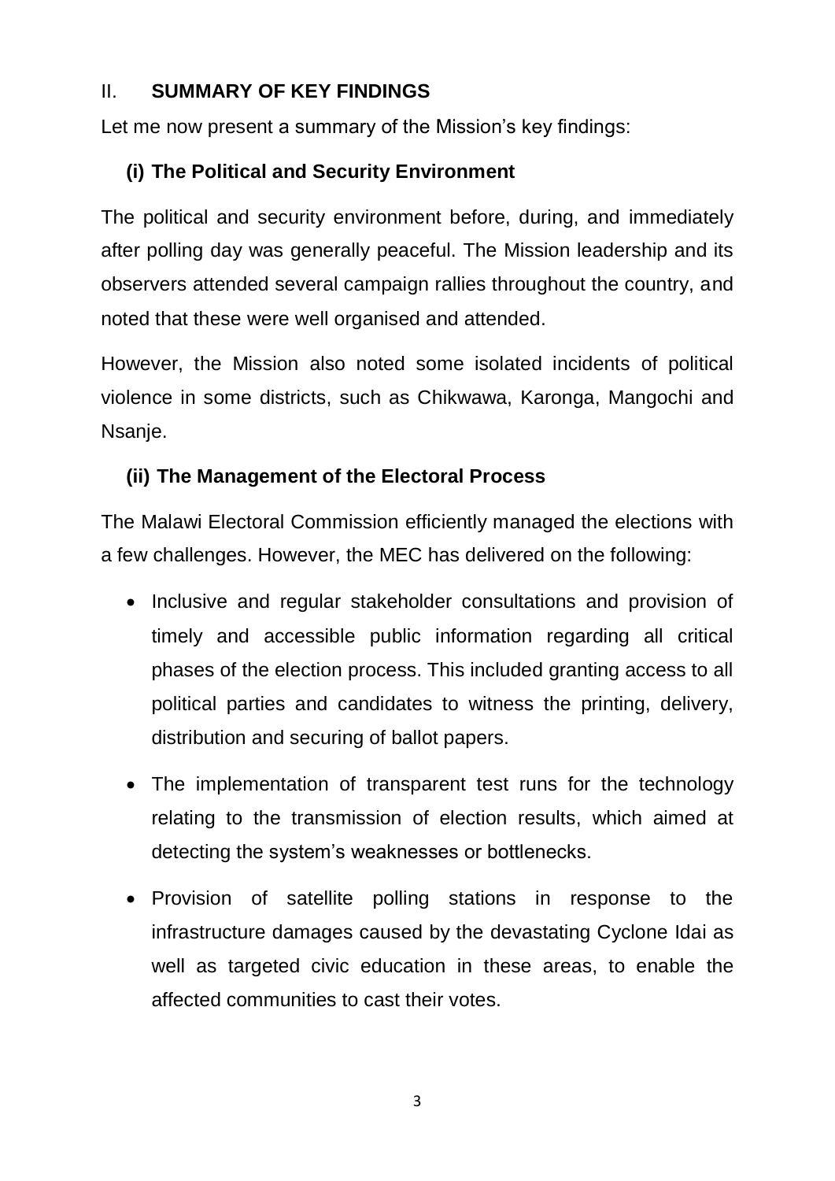## II. SUMMARY OF KEY FINDINGS

Let me now present a summary of the Mission's key findings:

### (i) The Political and Security Environment

The political and security environment before, during, and immediately after polling day was generally peaceful. The Mission leadership and its observers attended several campaign rallies throughout the country, and noted that these were well organised and attended.

However, the Mission also noted some isolated incidents of political violence in some districts, such as Chikwawa, Karonga, Mangochi and Nsanje.

### (ii) The Management of the Electoral Process

The Malawi Electoral Commission efficiently managed the elections with a few challenges. However, the MEC has delivered on the following:

- Inclusive and regular stakeholder consultations and provision of timely and accessible public information regarding all critical phases of the election process. This included granting access to all political parties and candidates to witness the printing, delivery, distribution and securing of ballot papers.
- The implementation of transparent test runs for the technology relating to the transmission of election results, which aimed at detecting the system's weaknesses or bottlenecks.
- Provision of satellite polling stations in response to the infrastructure damages caused by the devastating Cyclone Idai as well as targeted civic education in these areas, to enable the affected communities to cast their votes.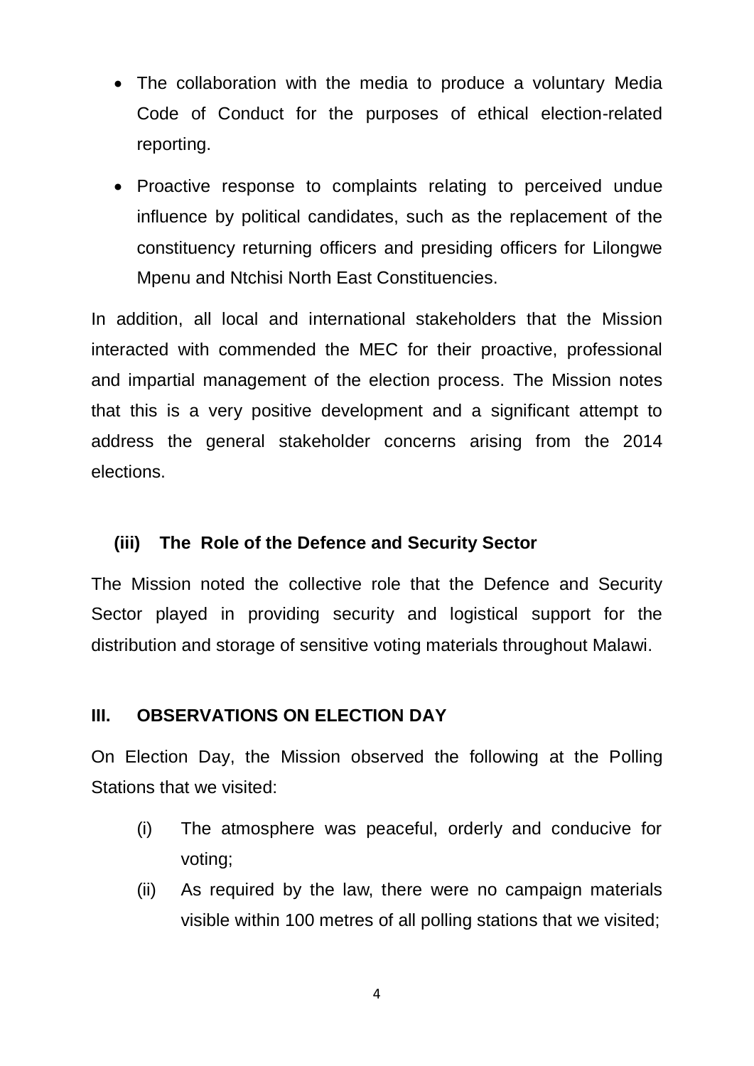- The collaboration with the media to produce a voluntary Media Code of Conduct for the purposes of ethical election-related reporting.
- Proactive response to complaints relating to perceived undue influence by political candidates, such as the replacement of the constituency returning officers and presiding officers for Lilongwe Mpenu and Ntchisi North East Constituencies.

In addition, all local and international stakeholders that the Mission interacted with commended the MEC for their proactive, professional and impartial management of the election process. The Mission notes that this is a very positive development and a significant attempt to address the general stakeholder concerns arising from the 2014 elections.

#### (iii) The Role of the Defence and Security Sector

The Mission noted the collective role that the Defence and Security Sector played in providing security and logistical support for the distribution and storage of sensitive voting materials throughout Malawi.

## III. OBSERVATIONS ON ELECTION DAY

On Election Day, the Mission observed the following at the Polling Stations that we visited:

(i) The atmosphere was peaceful, orderly and conducive for voting;

(ii) As required by the law, there were no campaign materials visible within 100 metres of all polling stations that we visited;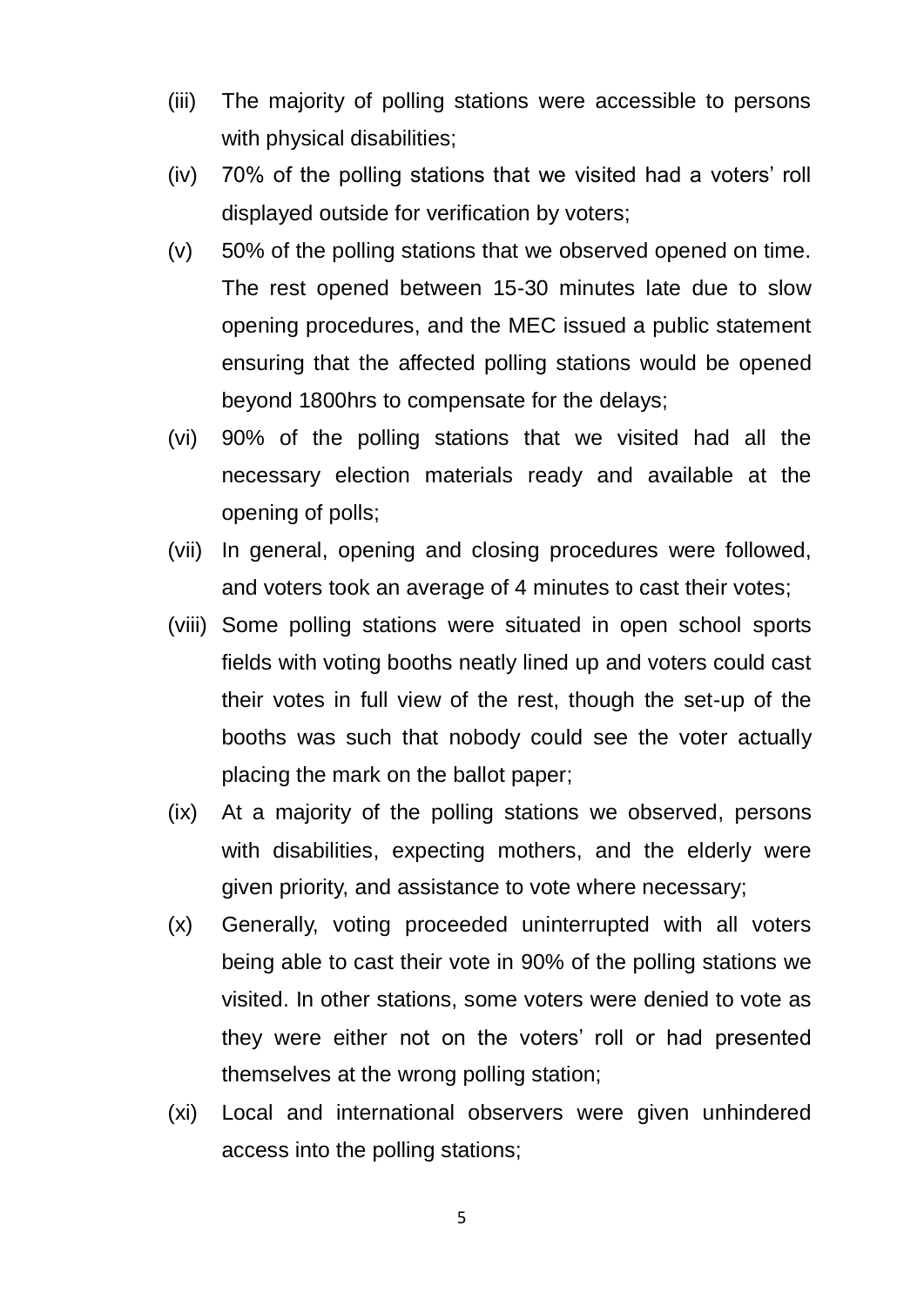(iii) The majority of polling stations were accessible to persons with physical disabilities;

(iv) 70% of the polling stations that we visited had a voters' roll displayed outside for verification by voters;

(v) 50% of the polling stations that we observed opened on time. The rest opened between 15-30 minutes late due to slow opening procedures, and the MEC issued a public statement ensuring that the affected polling stations would be opened beyond 1800hrs to compensate for the delays;

(vi) 90% of the polling stations that we visited had all the necessary election materials ready and available at the opening of polls;

(vii) In general, opening and closing procedures were followed, and voters took an average of 4 minutes to cast their votes;

(viii) Some polling stations were situated in open school sports fields with voting booths neatly lined up and voters could cast their votes in full view of the rest, though the set-up of the booths was such that nobody could see the voter actually placing the mark on the ballot paper;

(ix) At a majority of the polling stations we observed, persons with disabilities, expecting mothers, and the elderly were given priority, and assistance to vote where necessary;

(x) Generally, voting proceeded uninterrupted with all voters being able to cast their vote in 90% of the polling stations we visited. In other stations, some voters were denied to vote as they were either not on the voters' roll or had presented themselves at the wrong polling station;

(xi) Local and international observers were given unhindered access into the polling stations;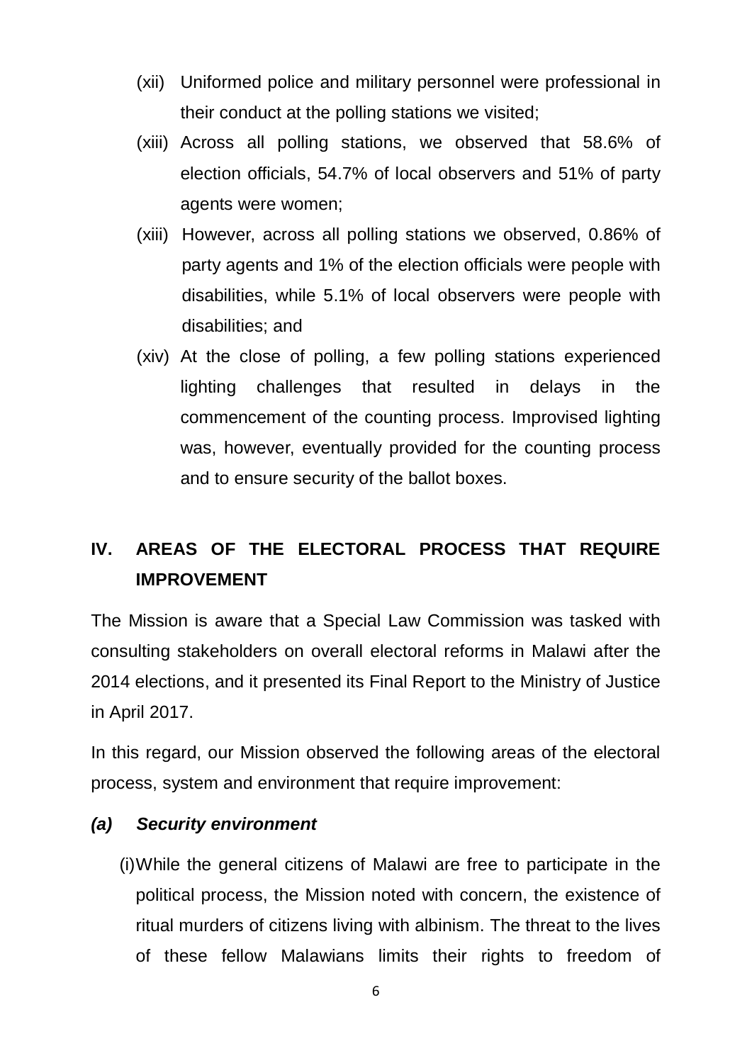(xii) Uniformed police and military personnel were professional in their conduct at the polling stations we visited;

(xiii) Across all polling stations, we observed that 58.6% of election officials, 54.7% of local observers and 51% of party agents were women;

(xiii) However, across all polling stations we observed, 0.86% of party agents and 1% of the election officials were people with disabilities, while 5.1% of local observers were people with disabilities; and

(xiv) At the close of polling, a few polling stations experienced lighting challenges that resulted in delays in the commencement of the counting process. Improvised lighting was, however, eventually provided for the counting process and to ensure security of the ballot boxes.

## IV. AREAS OF THE ELECTORAL PROCESS THAT REQUIRE IMPROVEMENT

The Mission is aware that a Special Law Commission was tasked with consulting stakeholders on overall electoral reforms in Malawi after the 2014 elections, and it presented its Final Report to the Ministry of Justice in April 2017.

In this regard, our Mission observed the following areas of the electoral process, system and environment that require improvement:

### *(a) Security environment*

(i) While the general citizens of Malawi are free to participate in the political process, the Mission noted with concern, the existence of ritual murders of citizens living with albinism. The threat to the lives of these fellow Malawians limits their rights to freedom of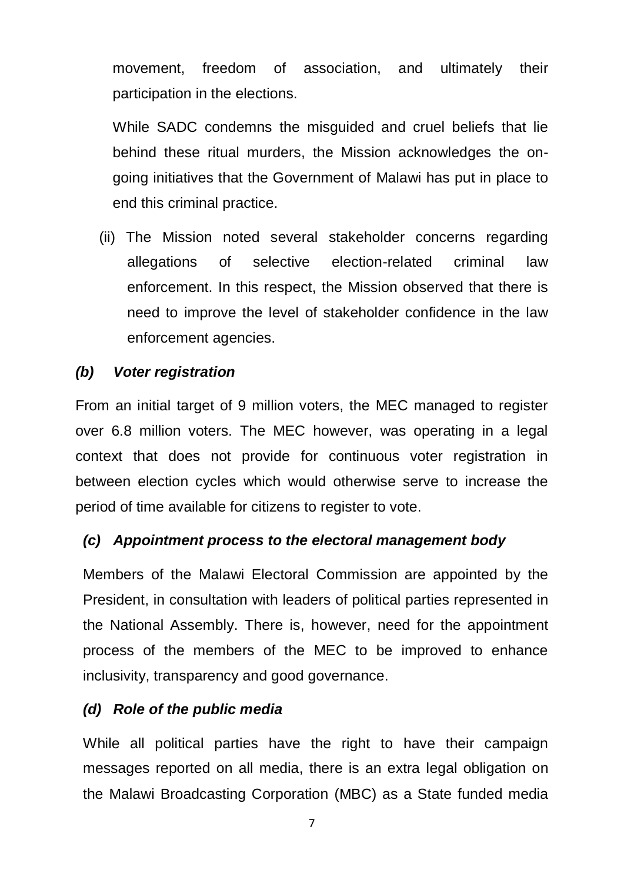movement, freedom of association, and ultimately their participation in the elections.

While SADC condemns the misguided and cruel beliefs that lie behind these ritual murders, the Mission acknowledges the on-going initiatives that the Government of Malawi has put in place to end this criminal practice.

(ii) The Mission noted several stakeholder concerns regarding allegations of selective election-related criminal law enforcement. In this respect, the Mission observed that there is need to improve the level of stakeholder confidence in the law enforcement agencies.

***(b) Voter registration***

From an initial target of 9 million voters, the MEC managed to register over 6.8 million voters. The MEC however, was operating in a legal context that does not provide for continuous voter registration in between election cycles which would otherwise serve to increase the period of time available for citizens to register to vote.

***(c) Appointment process to the electoral management body***

Members of the Malawi Electoral Commission are appointed by the President, in consultation with leaders of political parties represented in the National Assembly. There is, however, need for the appointment process of the members of the MEC to be improved to enhance inclusivity, transparency and good governance.

***(d) Role of the public media***

While all political parties have the right to have their campaign messages reported on all media, there is an extra legal obligation on the Malawi Broadcasting Corporation (MBC) as a State funded media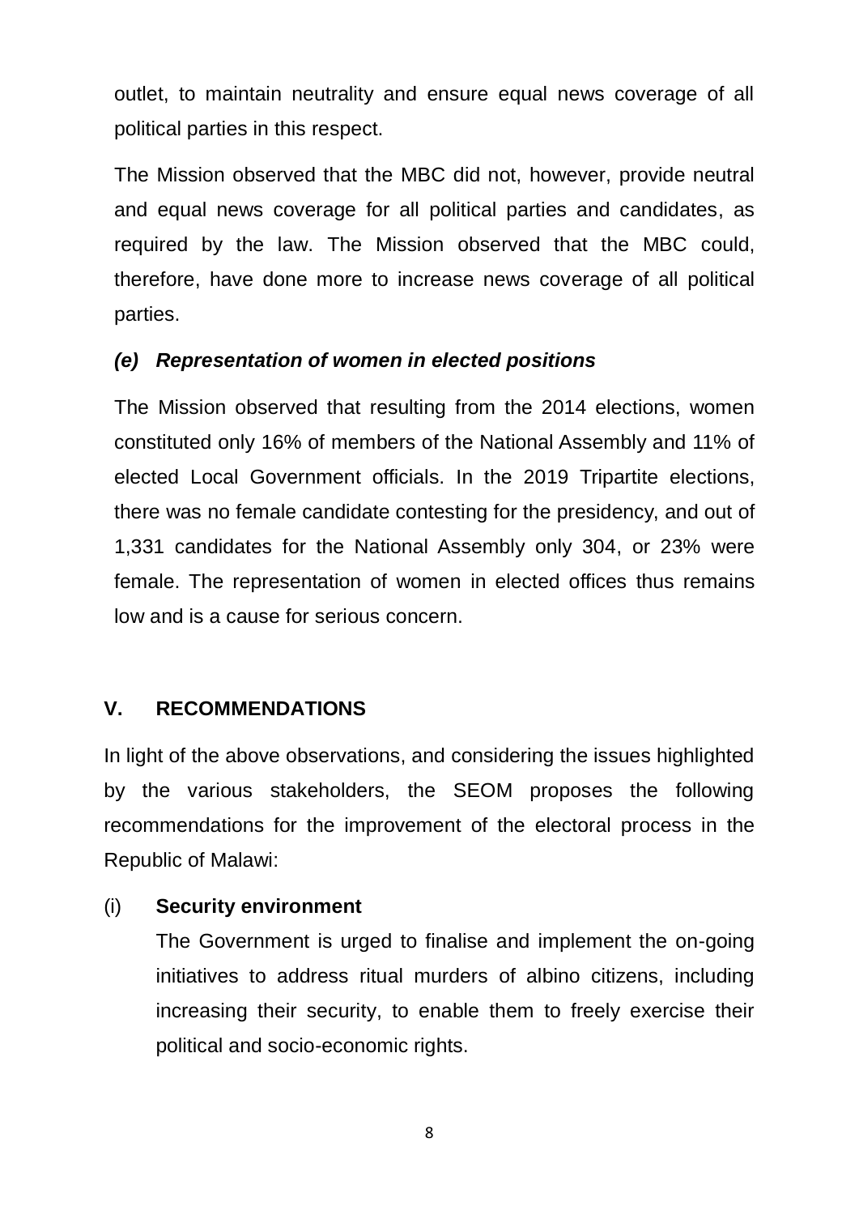outlet, to maintain neutrality and ensure equal news coverage of all political parties in this respect.

The Mission observed that the MBC did not, however, provide neutral and equal news coverage for all political parties and candidates, as required by the law. The Mission observed that the MBC could, therefore, have done more to increase news coverage of all political parties.

### *(e) Representation of women in elected positions*

The Mission observed that resulting from the 2014 elections, women constituted only 16% of members of the National Assembly and 11% of elected Local Government officials. In the 2019 Tripartite elections, there was no female candidate contesting for the presidency, and out of 1,331 candidates for the National Assembly only 304, or 23% were female. The representation of women in elected offices thus remains low and is a cause for serious concern.

## V. RECOMMENDATIONS

In light of the above observations, and considering the issues highlighted by the various stakeholders, the SEOM proposes the following recommendations for the improvement of the electoral process in the Republic of Malawi:

### (i) **Security environment**

The Government is urged to finalise and implement the on-going initiatives to address ritual murders of albino citizens, including increasing their security, to enable them to freely exercise their political and socio-economic rights.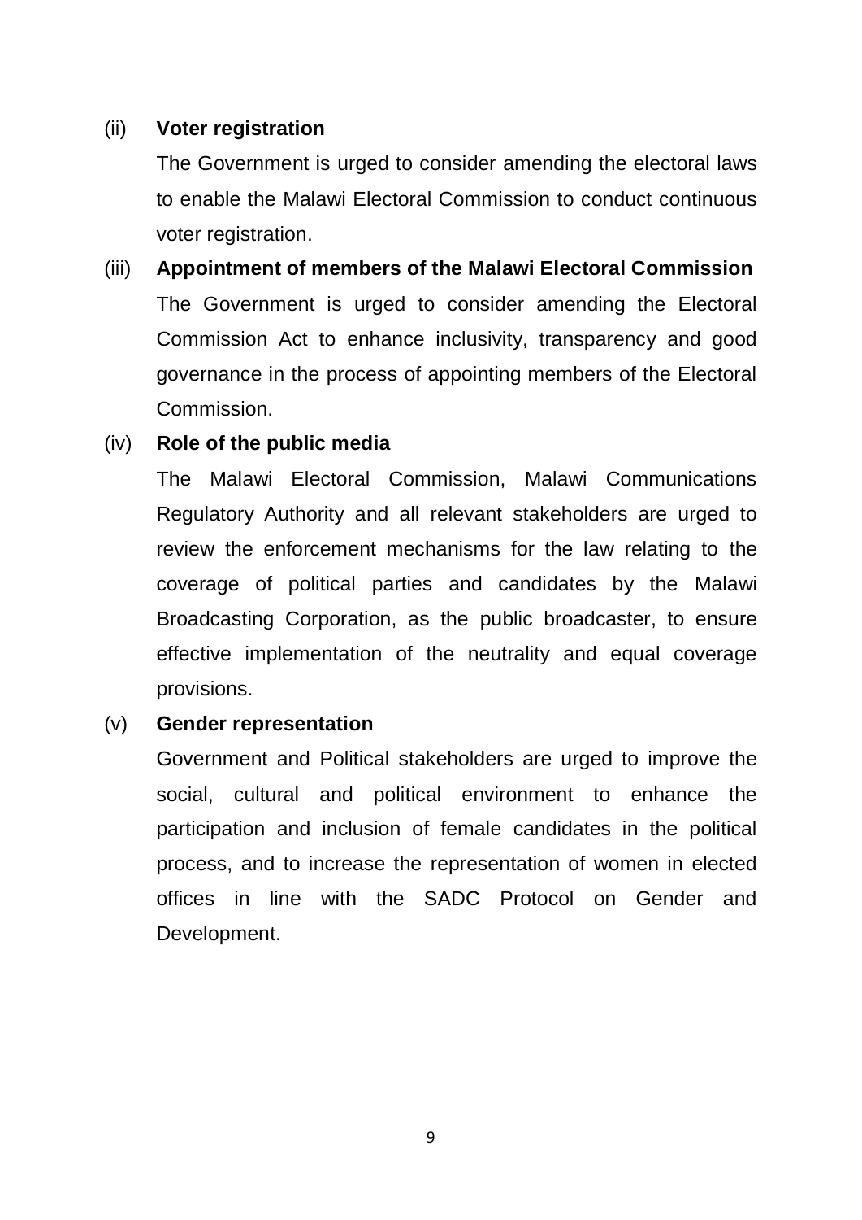(ii) **Voter registration**

The Government is urged to consider amending the electoral laws to enable the Malawi Electoral Commission to conduct continuous voter registration.

(iii) **Appointment of members of the Malawi Electoral Commission**

The Government is urged to consider amending the Electoral Commission Act to enhance inclusivity, transparency and good governance in the process of appointing members of the Electoral Commission.

(iv) **Role of the public media**

The Malawi Electoral Commission, Malawi Communications Regulatory Authority and all relevant stakeholders are urged to review the enforcement mechanisms for the law relating to the coverage of political parties and candidates by the Malawi Broadcasting Corporation, as the public broadcaster, to ensure effective implementation of the neutrality and equal coverage provisions.

(v) **Gender representation**

Government and Political stakeholders are urged to improve the social, cultural and political environment to enhance the participation and inclusion of female candidates in the political process, and to increase the representation of women in elected offices in line with the SADC Protocol on Gender and Development.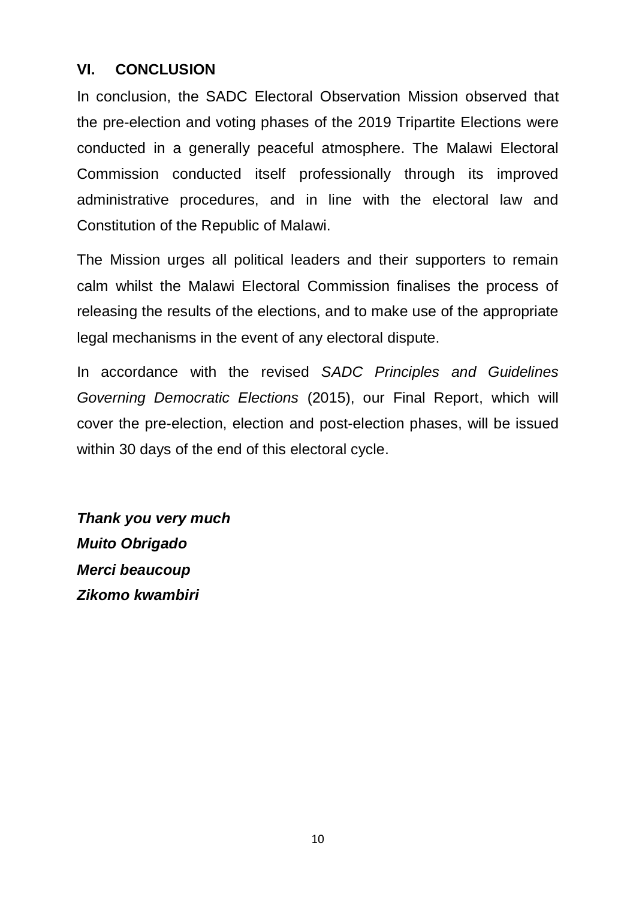## VI. CONCLUSION

In conclusion, the SADC Electoral Observation Mission observed that the pre-election and voting phases of the 2019 Tripartite Elections were conducted in a generally peaceful atmosphere. The Malawi Electoral Commission conducted itself professionally through its improved administrative procedures, and in line with the electoral law and Constitution of the Republic of Malawi.

The Mission urges all political leaders and their supporters to remain calm whilst the Malawi Electoral Commission finalises the process of releasing the results of the elections, and to make use of the appropriate legal mechanisms in the event of any electoral dispute.

In accordance with the revised *SADC Principles and Guidelines Governing Democratic Elections* (2015), our Final Report, which will cover the pre-election, election and post-election phases, will be issued within 30 days of the end of this electoral cycle.

***Thank you very much***
***Muito Obrigado***
***Merci beaucoup***
***Zikomo kwambiri***